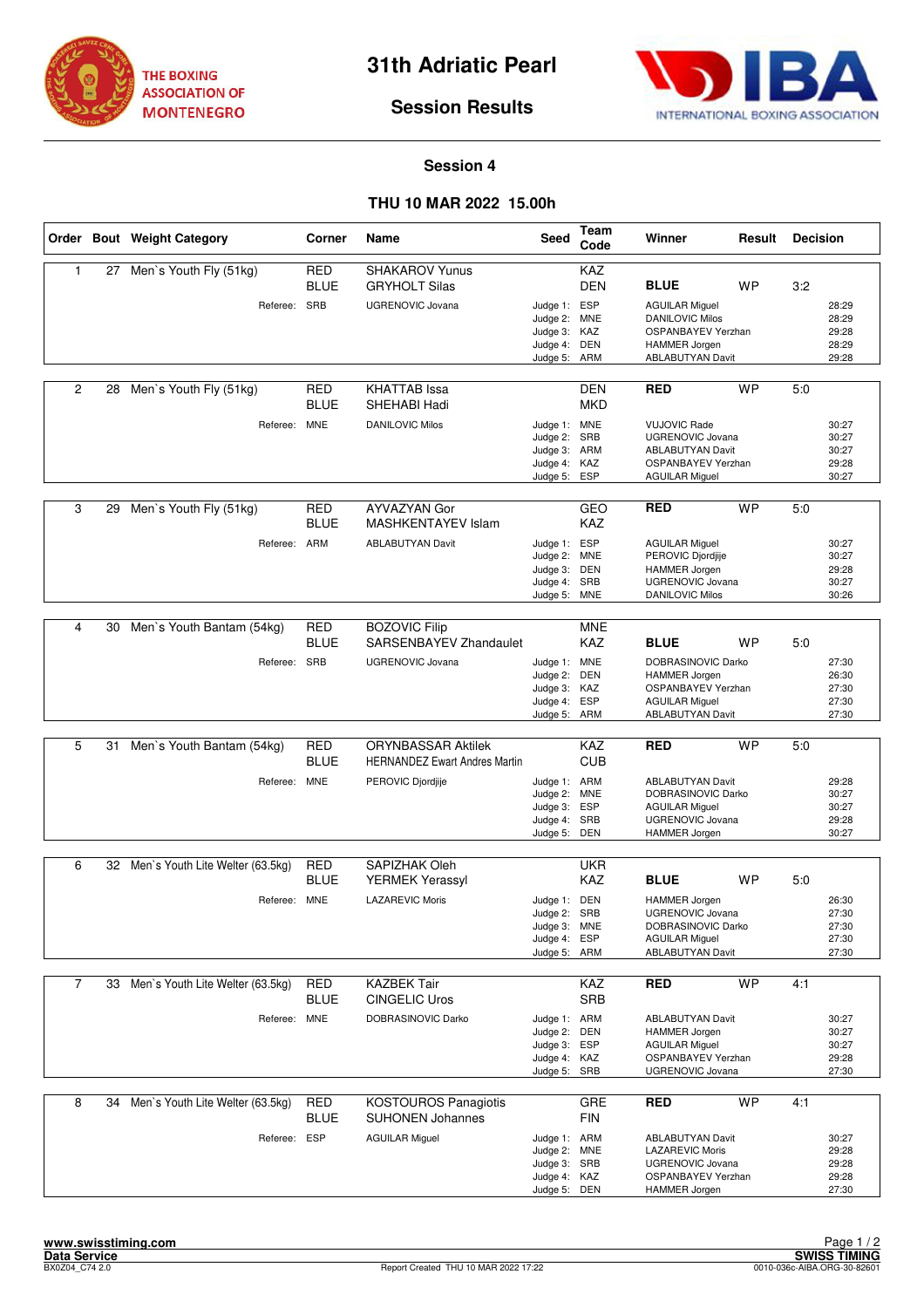THE BOXING ASSOCIATION OF MONTENEGRO

# 31th Adriatic Pearl

## Session Results

INTERNATIONAL BOXING ASSOCIATION

### Session 4

### THU 10 MAR 2022 15.00h

| Order | Bout | Weight Category | Corner | Name | Seed | Team Code | Winner | Result | Decision |
|---|---|---|---|---|---|---|---|---|---|
| 1 | 27 | Men`s Youth Fly (51kg) | RED | SHAKAROV Yunus | | KAZ | | | |
| | | | BLUE | GRYHOLT Silas | | DEN | **BLUE** | WP | 3:2 |
| | | Referee: | SRB | UGRENOVIC Jovana | Judge 1: | ESP | AGUILAR Miguel | | 28:29 |
| | | | | | Judge 2: | MNE | DANILOVIC Milos | | 28:29 |
| | | | | | Judge 3: | KAZ | OSPANBAYEV Yerzhan | | 29:28 |
| | | | | | Judge 4: | DEN | HAMMER Jorgen | | 28:29 |
| | | | | | Judge 5: | ARM | ABLABUTYAN Davit | | 29:28 |
| 2 | 28 | Men`s Youth Fly (51kg) | RED | KHATTAB Issa | | DEN | **RED** | WP | 5:0 |
| | | | BLUE | SHEHABI Hadi | | MKD | | | |
| | | Referee: | MNE | DANILOVIC Milos | Judge 1: | MNE | VUJOVIC Rade | | 30:27 |
| | | | | | Judge 2: | SRB | UGRENOVIC Jovana | | 30:27 |
| | | | | | Judge 3: | ARM | ABLABUTYAN Davit | | 30:27 |
| | | | | | Judge 4: | KAZ | OSPANBAYEV Yerzhan | | 29:28 |
| | | | | | Judge 5: | ESP | AGUILAR Miguel | | 30:27 |
| 3 | 29 | Men`s Youth Fly (51kg) | RED | AYVAZYAN Gor | | GEO | **RED** | WP | 5:0 |
| | | | BLUE | MASHKENTAYEV Islam | | KAZ | | | |
| | | Referee: | ARM | ABLABUTYAN Davit | Judge 1: | ESP | AGUILAR Miguel | | 30:27 |
| | | | | | Judge 2: | MNE | PEROVIC Djordjije | | 30:27 |
| | | | | | Judge 3: | DEN | HAMMER Jorgen | | 29:28 |
| | | | | | Judge 4: | SRB | UGRENOVIC Jovana | | 30:27 |
| | | | | | Judge 5: | MNE | DANILOVIC Milos | | 30:26 |
| 4 | 30 | Men`s Youth Bantam (54kg) | RED | BOZOVIC Filip | | MNE | | | |
| | | | BLUE | SARSENBAYEV Zhandaulet | | KAZ | **BLUE** | WP | 5:0 |
| | | Referee: | SRB | UGRENOVIC Jovana | Judge 1: | MNE | DOBRASINOVIC Darko | | 27:30 |
| | | | | | Judge 2: | DEN | HAMMER Jorgen | | 26:30 |
| | | | | | Judge 3: | KAZ | OSPANBAYEV Yerzhan | | 27:30 |
| | | | | | Judge 4: | ESP | AGUILAR Miguel | | 27:30 |
| | | | | | Judge 5: | ARM | ABLABUTYAN Davit | | 27:30 |
| 5 | 31 | Men`s Youth Bantam (54kg) | RED | ORYNBASSAR Aktilek | | KAZ | **RED** | WP | 5:0 |
| | | | BLUE | HERNANDEZ Ewart Andres Martin | | CUB | | | |
| | | Referee: | MNE | PEROVIC Djordjije | Judge 1: | ARM | ABLABUTYAN Davit | | 29:28 |
| | | | | | Judge 2: | MNE | DOBRASINOVIC Darko | | 30:27 |
| | | | | | Judge 3: | ESP | AGUILAR Miguel | | 30:27 |
| | | | | | Judge 4: | SRB | UGRENOVIC Jovana | | 29:28 |
| | | | | | Judge 5: | DEN | HAMMER Jorgen | | 30:27 |
| 6 | 32 | Men`s Youth Lite Welter (63.5kg) | RED | SAPIZHAK Oleh | | UKR | | | |
| | | | BLUE | YERMEK Yerassyl | | KAZ | **BLUE** | WP | 5:0 |
| | | Referee: | MNE | LAZAREVIC Moris | Judge 1: | DEN | HAMMER Jorgen | | 26:30 |
| | | | | | Judge 2: | SRB | UGRENOVIC Jovana | | 27:30 |
| | | | | | Judge 3: | MNE | DOBRASINOVIC Darko | | 27:30 |
| | | | | | Judge 4: | ESP | AGUILAR Miguel | | 27:30 |
| | | | | | Judge 5: | ARM | ABLABUTYAN Davit | | 27:30 |
| 7 | 33 | Men`s Youth Lite Welter (63.5kg) | RED | KAZBEK Tair | | KAZ | **RED** | WP | 4:1 |
| | | | BLUE | CINGELIC Uros | | SRB | | | |
| | | Referee: | MNE | DOBRASINOVIC Darko | Judge 1: | ARM | ABLABUTYAN Davit | | 30:27 |
| | | | | | Judge 2: | DEN | HAMMER Jorgen | | 30:27 |
| | | | | | Judge 3: | ESP | AGUILAR Miguel | | 30:27 |
| | | | | | Judge 4: | KAZ | OSPANBAYEV Yerzhan | | 29:28 |
| | | | | | Judge 5: | SRB | UGRENOVIC Jovana | | 27:30 |
| 8 | 34 | Men`s Youth Lite Welter (63.5kg) | RED | KOSTOUROS Panagiotis | | GRE | **RED** | WP | 4:1 |
| | | | BLUE | SUHONEN Johannes | | FIN | | | |
| | | Referee: | ESP | AGUILAR Miguel | Judge 1: | ARM | ABLABUTYAN Davit | | 30:27 |
| | | | | | Judge 2: | MNE | LAZAREVIC Moris | | 29:28 |
| | | | | | Judge 3: | SRB | UGRENOVIC Jovana | | 29:28 |
| | | | | | Judge 4: | KAZ | OSPANBAYEV Yerzhan | | 29:28 |
| | | | | | Judge 5: | DEN | HAMMER Jorgen | | 27:30 |

www.swisstiming.com
Data Service
BX0Z04_C74 2.0 | Report Created THU 10 MAR 2022 17:22 | SWISS TIMING | 0010-036c-AIBA.ORG-30-82601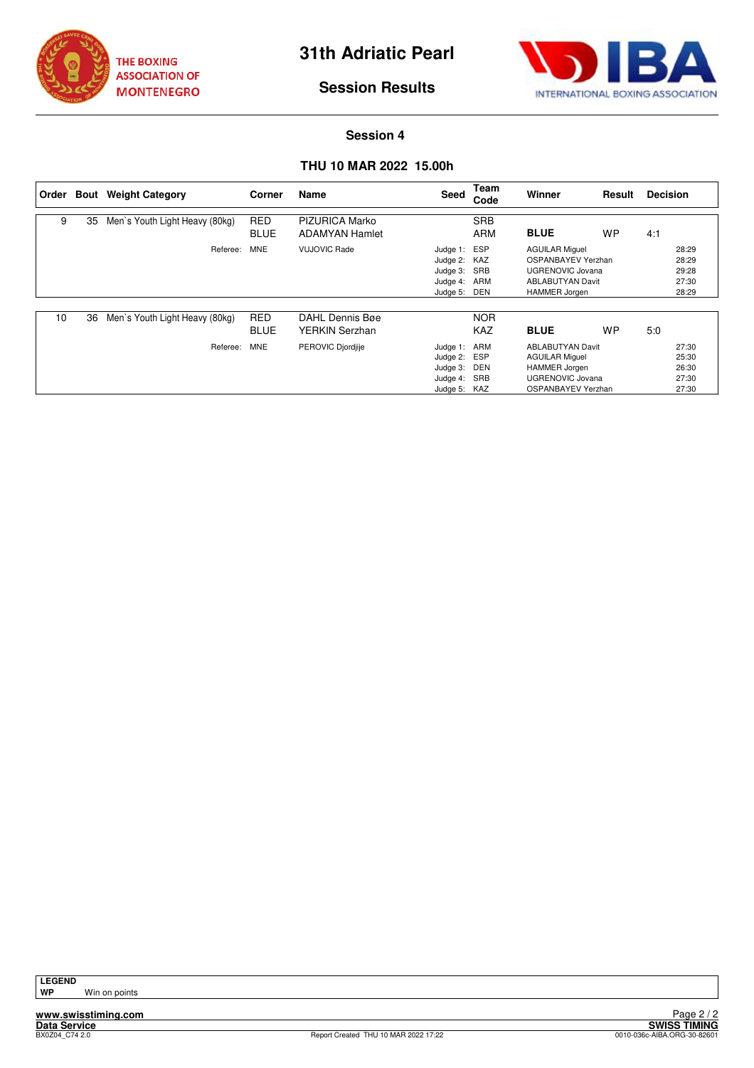# 31th Adriatic Pearl

## Session Results

### Session 4

### THU 10 MAR 2022 15.00h

| Order | Bout | Weight Category | Corner | Name | Seed | Team Code | Winner | Result | Decision |
|---|---|---|---|---|---|---|---|---|---|
| 9 | 35 | Men`s Youth Light Heavy (80kg) | RED | PIZURICA Marko | | SRB | | | |
| | | | BLUE | ADAMYAN Hamlet | | ARM | **BLUE** | WP | 4:1 |
| | | Referee: | MNE | VUJOVIC Rade | Judge 1: | ESP | AGUILAR Miguel | | 28:29 |
| | | | | | Judge 2: | KAZ | OSPANBAYEV Yerzhan | | 28:29 |
| | | | | | Judge 3: | SRB | UGRENOVIC Jovana | | 29:28 |
| | | | | | Judge 4: | ARM | ABLABUTYAN Davit | | 27:30 |
| | | | | | Judge 5: | DEN | HAMMER Jorgen | | 28:29 |
| 10 | 36 | Men`s Youth Light Heavy (80kg) | RED | DAHL Dennis Bøe | | NOR | | | |
| | | | BLUE | YERKIN Serzhan | | KAZ | **BLUE** | WP | 5:0 |
| | | Referee: | MNE | PEROVIC Djordjije | Judge 1: | ARM | ABLABUTYAN Davit | | 27:30 |
| | | | | | Judge 2: | ESP | AGUILAR Miguel | | 25:30 |
| | | | | | Judge 3: | DEN | HAMMER Jorgen | | 26:30 |
| | | | | | Judge 4: | SRB | UGRENOVIC Jovana | | 27:30 |
| | | | | | Judge 5: | KAZ | OSPANBAYEV Yerzhan | | 27:30 |

**LEGEND**

**WP** Win on points

www.swisstiming.com

Data Service

BX0Z04_C74 2.0

Report Created THU 10 MAR 2022 17:22

SWISS TIMING

0010-036c-AIBA.ORG-30-82601